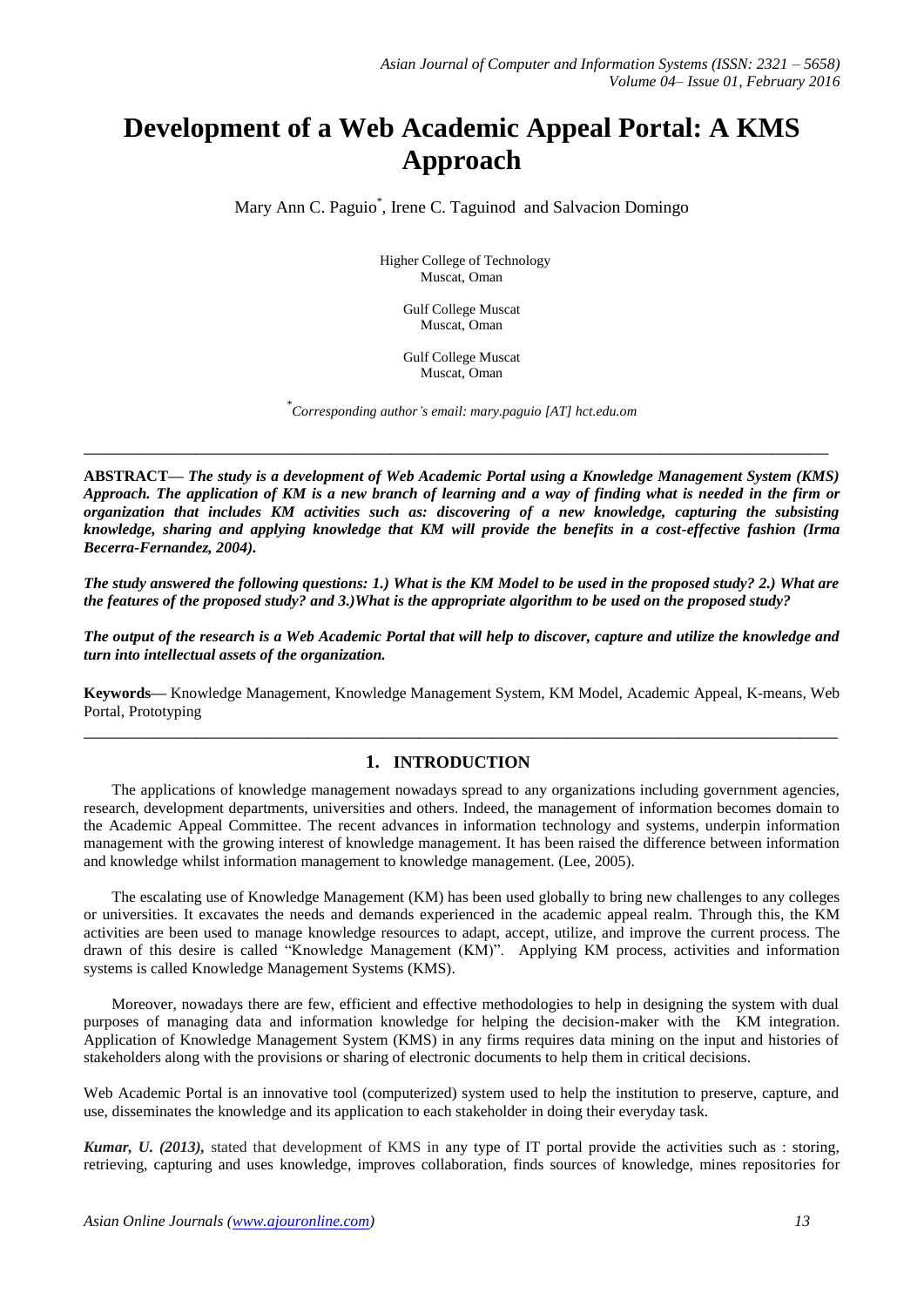# Development of a Web Academic Appeal Portal: A KMS Approach

Mary Ann C. Paguio*, Irene C. Taguinod and Salvacion Domingo

Higher College of Technology
Muscat, Oman

Gulf College Muscat
Muscat, Oman

Gulf College Muscat
Muscat, Oman

*Corresponding author's email: mary.paguio [AT] hct.edu.om

---

**ABSTRACT—** ***The study is a development of Web Academic Portal using a Knowledge Management System (KMS) Approach. The application of KM is a new branch of learning and a way of finding what is needed in the firm or organization that includes KM activities such as: discovering of a new knowledge, capturing the subsisting knowledge, sharing and applying knowledge that KM will provide the benefits in a cost-effective fashion (Irma Becerra-Fernandez, 2004).***

***The study answered the following questions: 1.) What is the KM Model to be used in the proposed study? 2.) What are the features of the proposed study? and 3.)What is the appropriate algorithm to be used on the proposed study?***

***The output of the research is a Web Academic Portal that will help to discover, capture and utilize the knowledge and turn into intellectual assets of the organization.***

**Keywords—** Knowledge Management, Knowledge Management System, KM Model, Academic Appeal, K-means, Web Portal, Prototyping

---

## 1. INTRODUCTION

The applications of knowledge management nowadays spread to any organizations including government agencies, research, development departments, universities and others. Indeed, the management of information becomes domain to the Academic Appeal Committee. The recent advances in information technology and systems, underpin information management with the growing interest of knowledge management. It has been raised the difference between information and knowledge whilst information management to knowledge management. (Lee, 2005).

The escalating use of Knowledge Management (KM) has been used globally to bring new challenges to any colleges or universities. It excavates the needs and demands experienced in the academic appeal realm. Through this, the KM activities are been used to manage knowledge resources to adapt, accept, utilize, and improve the current process. The drawn of this desire is called "Knowledge Management (KM)". Applying KM process, activities and information systems is called Knowledge Management Systems (KMS).

Moreover, nowadays there are few, efficient and effective methodologies to help in designing the system with dual purposes of managing data and information knowledge for helping the decision-maker with the KM integration. Application of Knowledge Management System (KMS) in any firms requires data mining on the input and histories of stakeholders along with the provisions or sharing of electronic documents to help them in critical decisions.

Web Academic Portal is an innovative tool (computerized) system used to help the institution to preserve, capture, and use, disseminates the knowledge and its application to each stakeholder in doing their everyday task.

***Kumar, U. (2013),*** stated that development of KMS in any type of IT portal provide the activities such as : storing, retrieving, capturing and uses knowledge, improves collaboration, finds sources of knowledge, mines repositories for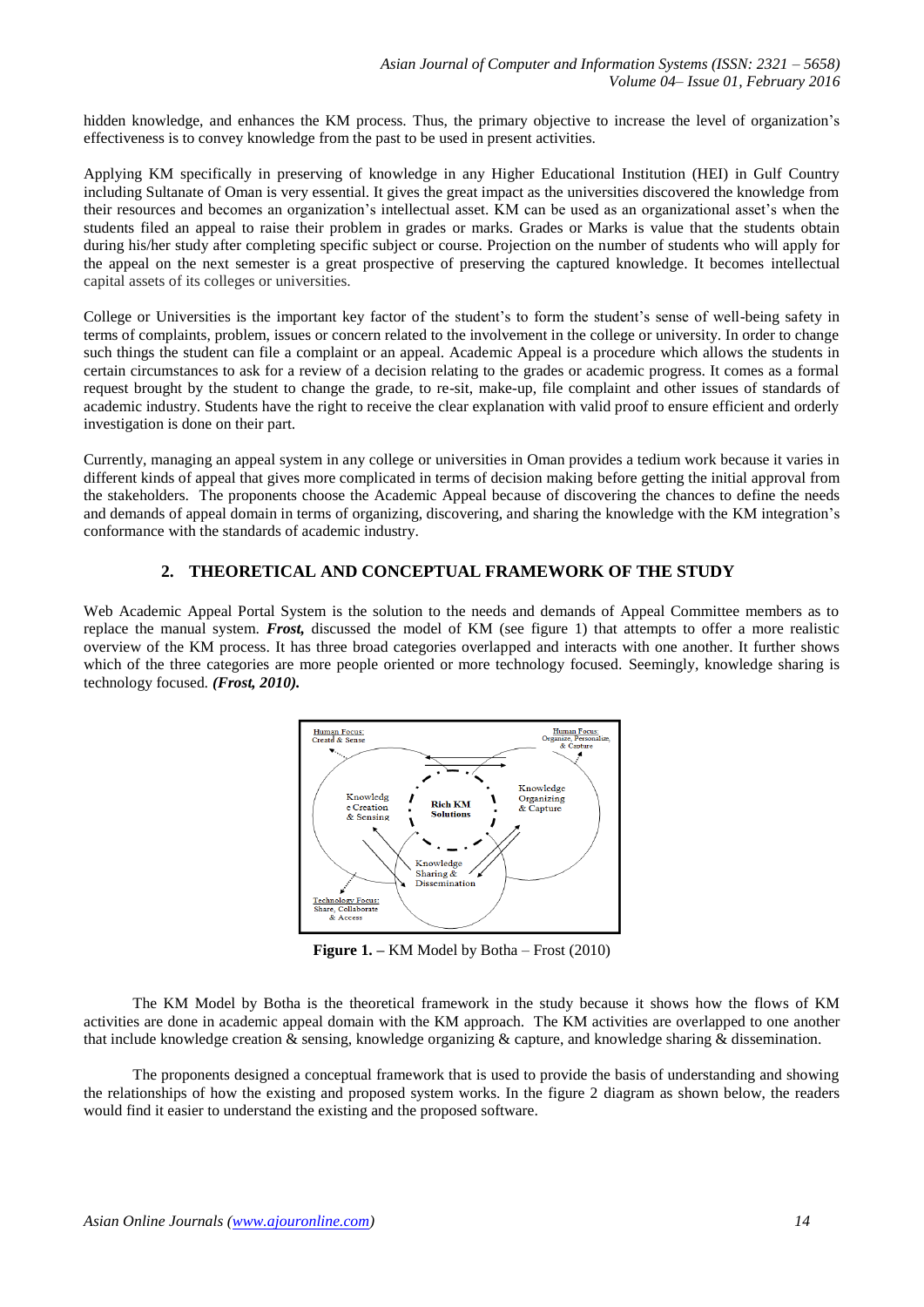hidden knowledge, and enhances the KM process. Thus, the primary objective to increase the level of organization's effectiveness is to convey knowledge from the past to be used in present activities.

Applying KM specifically in preserving of knowledge in any Higher Educational Institution (HEI) in Gulf Country including Sultanate of Oman is very essential. It gives the great impact as the universities discovered the knowledge from their resources and becomes an organization's intellectual asset. KM can be used as an organizational asset's when the students filed an appeal to raise their problem in grades or marks. Grades or Marks is value that the students obtain during his/her study after completing specific subject or course. Projection on the number of students who will apply for the appeal on the next semester is a great prospective of preserving the captured knowledge. It becomes intellectual capital assets of its colleges or universities.

College or Universities is the important key factor of the student's to form the student's sense of well-being safety in terms of complaints, problem, issues or concern related to the involvement in the college or university. In order to change such things the student can file a complaint or an appeal. Academic Appeal is a procedure which allows the students in certain circumstances to ask for a review of a decision relating to the grades or academic progress. It comes as a formal request brought by the student to change the grade, to re-sit, make-up, file complaint and other issues of standards of academic industry. Students have the right to receive the clear explanation with valid proof to ensure efficient and orderly investigation is done on their part.

Currently, managing an appeal system in any college or universities in Oman provides a tedium work because it varies in different kinds of appeal that gives more complicated in terms of decision making before getting the initial approval from the stakeholders. The proponents choose the Academic Appeal because of discovering the chances to define the needs and demands of appeal domain in terms of organizing, discovering, and sharing the knowledge with the KM integration's conformance with the standards of academic industry.

## 2. THEORETICAL AND CONCEPTUAL FRAMEWORK OF THE STUDY

Web Academic Appeal Portal System is the solution to the needs and demands of Appeal Committee members as to replace the manual system. ***Frost,*** discussed the model of KM (see figure 1) that attempts to offer a more realistic overview of the KM process. It has three broad categories overlapped and interacts with one another. It further shows which of the three categories are more people oriented or more technology focused. Seemingly, knowledge sharing is technology focused. ***(Frost, 2010).***

Human Focus: Create & Sense

Human Focus: Organize, Personalize, & Capture

Knowledge Creation & Sensing

Rich KM Solutions

Knowledge Organizing & Capture

Knowledge Sharing & Dissemination

Technology Focus: Share, Collaborate & Access

**Figure 1. –** KM Model by Botha – Frost (2010)

The KM Model by Botha is the theoretical framework in the study because it shows how the flows of KM activities are done in academic appeal domain with the KM approach. The KM activities are overlapped to one another that include knowledge creation & sensing, knowledge organizing & capture, and knowledge sharing & dissemination.

The proponents designed a conceptual framework that is used to provide the basis of understanding and showing the relationships of how the existing and proposed system works. In the figure 2 diagram as shown below, the readers would find it easier to understand the existing and the proposed software.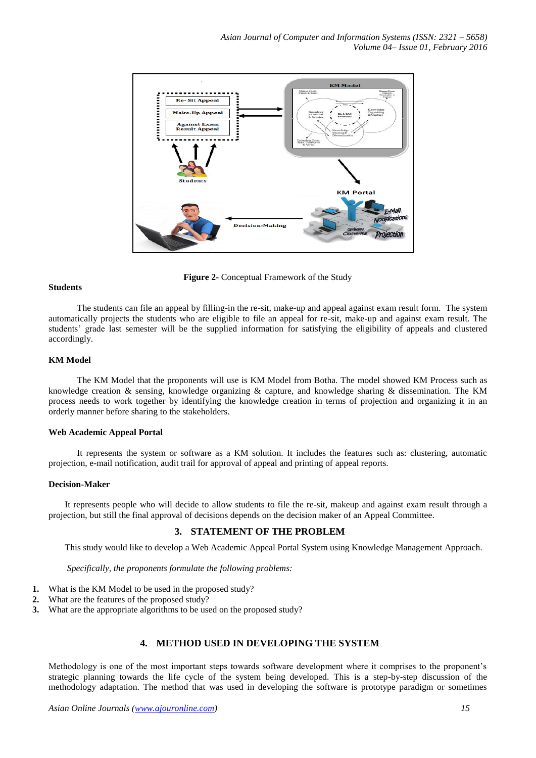Figure 2- Conceptual Framework of the Study

**Students**

The students can file an appeal by filling-in the re-sit, make-up and appeal against exam result form. The system automatically projects the students who are eligible to file an appeal for re-sit, make-up and against exam result. The students' grade last semester will be the supplied information for satisfying the eligibility of appeals and clustered accordingly.

**KM Model**

The KM Model that the proponents will use is KM Model from Botha. The model showed KM Process such as knowledge creation & sensing, knowledge organizing & capture, and knowledge sharing & dissemination. The KM process needs to work together by identifying the knowledge creation in terms of projection and organizing it in an orderly manner before sharing to the stakeholders.

**Web Academic Appeal Portal**

It represents the system or software as a KM solution. It includes the features such as: clustering, automatic projection, e-mail notification, audit trail for approval of appeal and printing of appeal reports.

**Decision-Maker**

It represents people who will decide to allow students to file the re-sit, makeup and against exam result through a projection, but still the final approval of decisions depends on the decision maker of an Appeal Committee.

## 3. STATEMENT OF THE PROBLEM

This study would like to develop a Web Academic Appeal Portal System using Knowledge Management Approach.

*Specifically, the proponents formulate the following problems:*

1. What is the KM Model to be used in the proposed study?
2. What are the features of the proposed study?
3. What are the appropriate algorithms to be used on the proposed study?

## 4. METHOD USED IN DEVELOPING THE SYSTEM

Methodology is one of the most important steps towards software development where it comprises to the proponent's strategic planning towards the life cycle of the system being developed. This is a step-by-step discussion of the methodology adaptation. The method that was used in developing the software is prototype paradigm or sometimes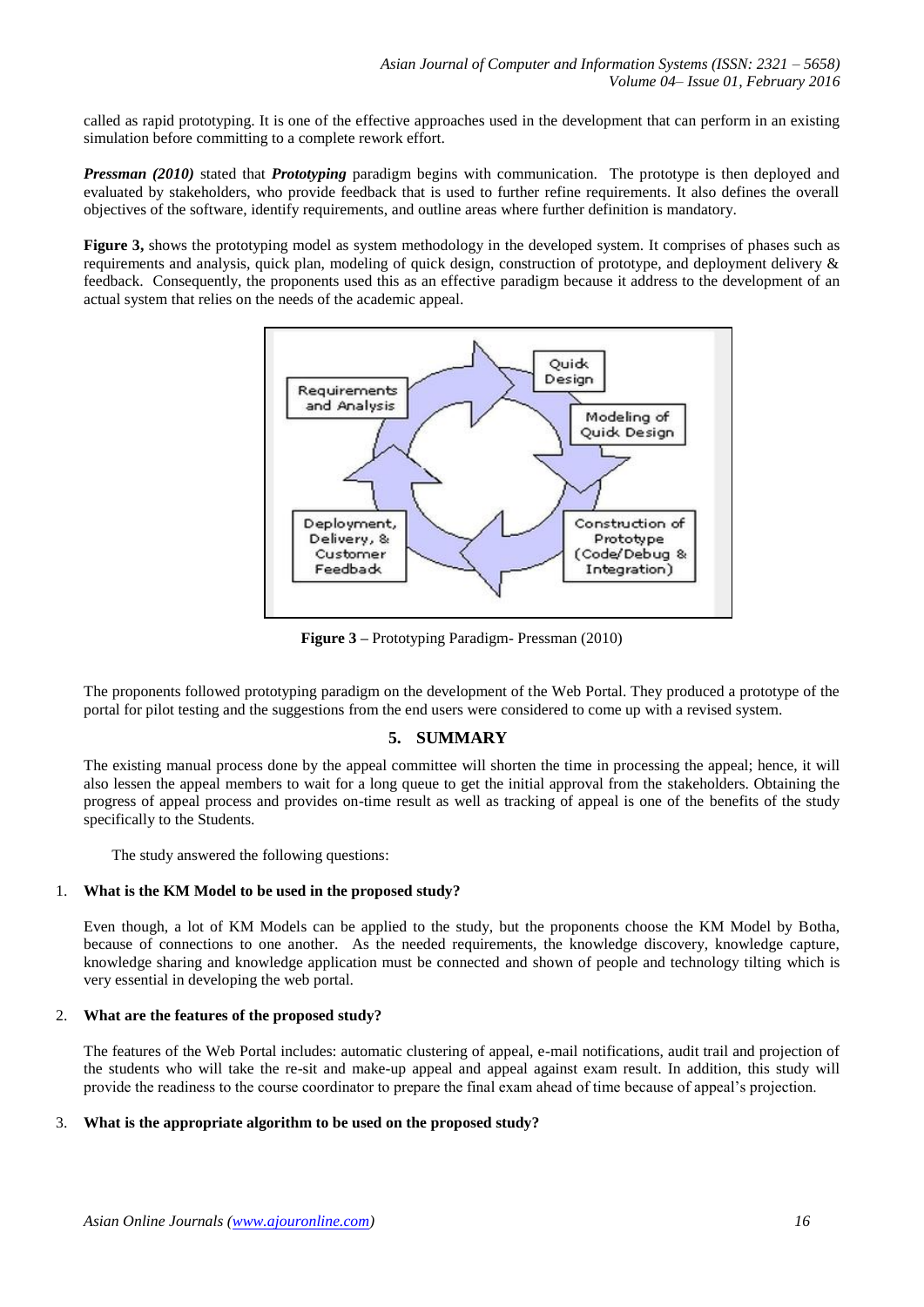called as rapid prototyping. It is one of the effective approaches used in the development that can perform in an existing simulation before committing to a complete rework effort.

***Pressman (2010)*** stated that ***Prototyping*** paradigm begins with communication. The prototype is then deployed and evaluated by stakeholders, who provide feedback that is used to further refine requirements. It also defines the overall objectives of the software, identify requirements, and outline areas where further definition is mandatory.

**Figure 3,** shows the prototyping model as system methodology in the developed system. It comprises of phases such as requirements and analysis, quick plan, modeling of quick design, construction of prototype, and deployment delivery & feedback. Consequently, the proponents used this as an effective paradigm because it address to the development of an actual system that relies on the needs of the academic appeal.

Requirements and Analysis

Quick Design

Modeling of Quick Design

Construction of Prototype (Code/Debug & Integration)

Deployment, Delivery, & Customer Feedback

**Figure 3 –** Prototyping Paradigm- Pressman (2010)

The proponents followed prototyping paradigm on the development of the Web Portal. They produced a prototype of the portal for pilot testing and the suggestions from the end users were considered to come up with a revised system.

## 5. SUMMARY

The existing manual process done by the appeal committee will shorten the time in processing the appeal; hence, it will also lessen the appeal members to wait for a long queue to get the initial approval from the stakeholders. Obtaining the progress of appeal process and provides on-time result as well as tracking of appeal is one of the benefits of the study specifically to the Students.

The study answered the following questions:

1. **What is the KM Model to be used in the proposed study?**

   Even though, a lot of KM Models can be applied to the study, but the proponents choose the KM Model by Botha, because of connections to one another. As the needed requirements, the knowledge discovery, knowledge capture, knowledge sharing and knowledge application must be connected and shown of people and technology tilting which is very essential in developing the web portal.

2. **What are the features of the proposed study?**

   The features of the Web Portal includes: automatic clustering of appeal, e-mail notifications, audit trail and projection of the students who will take the re-sit and make-up appeal and appeal against exam result. In addition, this study will provide the readiness to the course coordinator to prepare the final exam ahead of time because of appeal's projection.

3. **What is the appropriate algorithm to be used on the proposed study?**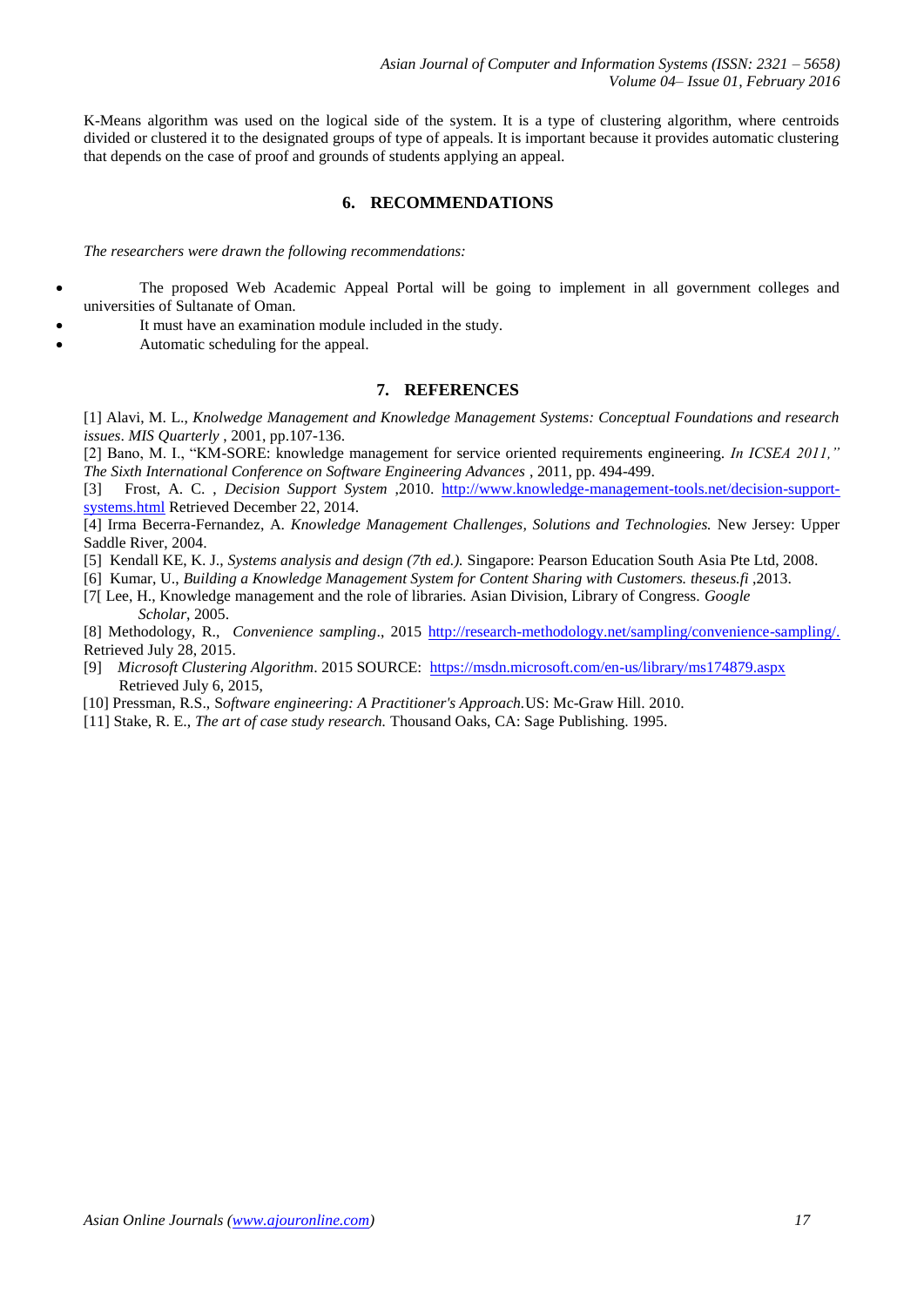K-Means algorithm was used on the logical side of the system. It is a type of clustering algorithm, where centroids divided or clustered it to the designated groups of type of appeals. It is important because it provides automatic clustering that depends on the case of proof and grounds of students applying an appeal.

## 6. RECOMMENDATIONS

*The researchers were drawn the following recommendations:*

- The proposed Web Academic Appeal Portal will be going to implement in all government colleges and universities of Sultanate of Oman.
- It must have an examination module included in the study.
- Automatic scheduling for the appeal.

## 7. REFERENCES

[1] Alavi, M. L., *Knolwedge Management and Knowledge Management Systems: Conceptual Foundations and research issues*. *MIS Quarterly* , 2001, pp.107-136.

[2] Bano, M. I., "KM-SORE: knowledge management for service oriented requirements engineering. *In ICSEA 2011," The Sixth International Conference on Software Engineering Advances* , 2011, pp. 494-499.

[3] Frost, A. C. , *Decision Support System* ,2010. http://www.knowledge-management-tools.net/decision-support-systems.html Retrieved December 22, 2014.

[4] Irma Becerra-Fernandez, A. *Knowledge Management Challenges, Solutions and Technologies.* New Jersey: Upper Saddle River, 2004.

[5] Kendall KE, K. J., *Systems analysis and design (7th ed.).* Singapore: Pearson Education South Asia Pte Ltd, 2008.

[6] Kumar, U., *Building a Knowledge Management System for Content Sharing with Customers. theseus.fi* ,2013.

[7[ Lee, H., Knowledge management and the role of libraries. Asian Division, Library of Congress. *Google Scholar*, 2005.

[8] Methodology, R., *Convenience sampling*., 2015 http://research-methodology.net/sampling/convenience-sampling/. Retrieved July 28, 2015.

[9] *Microsoft Clustering Algorithm*. 2015 SOURCE: https://msdn.microsoft.com/en-us/library/ms174879.aspx Retrieved July 6, 2015,

[10] Pressman, R.S., S*oftware engineering: A Practitioner's Approach.*US: Mc-Graw Hill. 2010.

[11] Stake, R. E., *The art of case study research.* Thousand Oaks, CA: Sage Publishing. 1995.